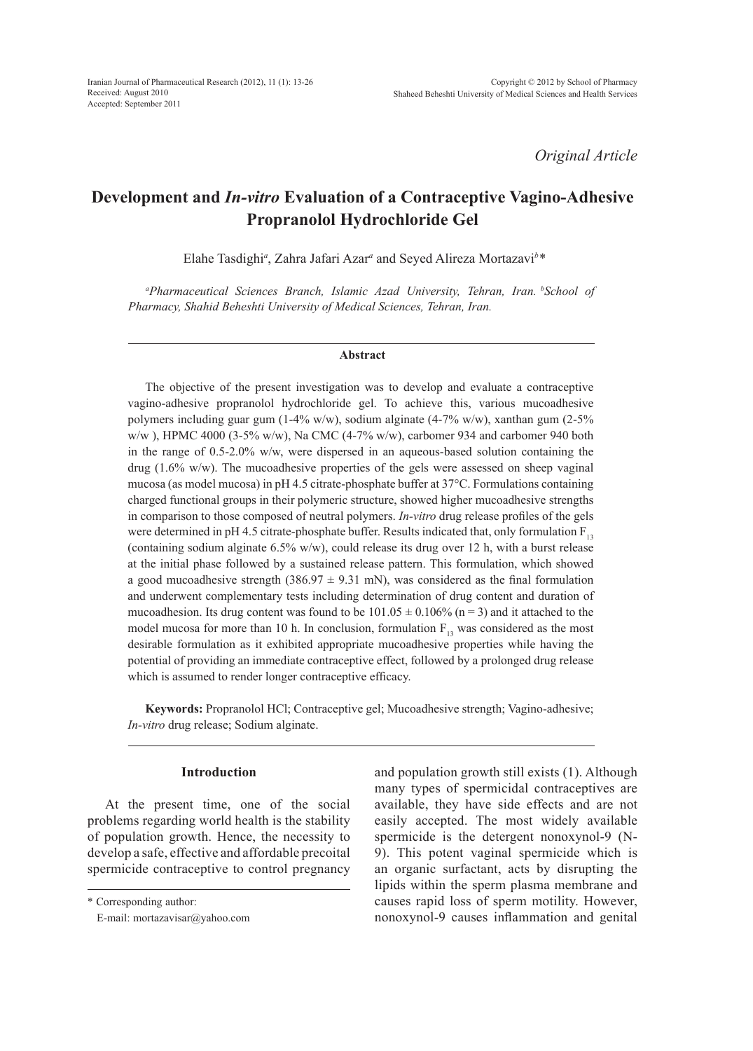*Original Article*

# Development and *In-vitro* Evaluation of a Contraceptive Vagino-Adhesive Propranolol Hydrochloride Gel

Elahe Tasdighi[a], Zahra Jafari Azar[a] and Seyed Alireza Mortazavi[b]*

[a]*Pharmaceutical Sciences Branch, Islamic Azad University, Tehran, Iran.* [b]*School of Pharmacy, Shahid Beheshti University of Medical Sciences, Tehran, Iran.*

### Abstract

The objective of the present investigation was to develop and evaluate a contraceptive vagino-adhesive propranolol hydrochloride gel. To achieve this, various mucoadhesive polymers including guar gum (1-4% w/w), sodium alginate (4-7% w/w), xanthan gum (2-5% w/w ), HPMC 4000 (3-5% w/w), Na CMC (4-7% w/w), carbomer 934 and carbomer 940 both in the range of 0.5-2.0% w/w, were dispersed in an aqueous-based solution containing the drug (1.6% w/w). The mucoadhesive properties of the gels were assessed on sheep vaginal mucosa (as model mucosa) in pH 4.5 citrate-phosphate buffer at 37°C. Formulations containing charged functional groups in their polymeric structure, showed higher mucoadhesive strengths in comparison to those composed of neutral polymers. *In-vitro* drug release profiles of the gels were determined in pH 4.5 citrate-phosphate buffer. Results indicated that, only formulation $F_{13}$ (containing sodium alginate 6.5% w/w), could release its drug over 12 h, with a burst release at the initial phase followed by a sustained release pattern. This formulation, which showed a good mucoadhesive strength (386.97 ± 9.31 mN), was considered as the final formulation and underwent complementary tests including determination of drug content and duration of mucoadhesion. Its drug content was found to be 101.05 ± 0.106% (n = 3) and it attached to the model mucosa for more than 10 h. In conclusion, formulation $F_{13}$ was considered as the most desirable formulation as it exhibited appropriate mucoadhesive properties while having the potential of providing an immediate contraceptive effect, followed by a prolonged drug release which is assumed to render longer contraceptive efficacy.

**Keywords:** Propranolol HCl; Contraceptive gel; Mucoadhesive strength; Vagino-adhesive; *In-vitro* drug release; Sodium alginate.

## Introduction

At the present time, one of the social problems regarding world health is the stability of population growth. Hence, the necessity to develop a safe, effective and affordable precoital spermicide contraceptive to control pregnancy and population growth still exists (1). Although many types of spermicidal contraceptives are available, they have side effects and are not easily accepted. The most widely available spermicide is the detergent nonoxynol-9 (N-9). This potent vaginal spermicide which is an organic surfactant, acts by disrupting the lipids within the sperm plasma membrane and causes rapid loss of sperm motility. However, nonoxynol-9 causes inflammation and genital

\* Corresponding author:
E-mail: mortazavisar@yahoo.com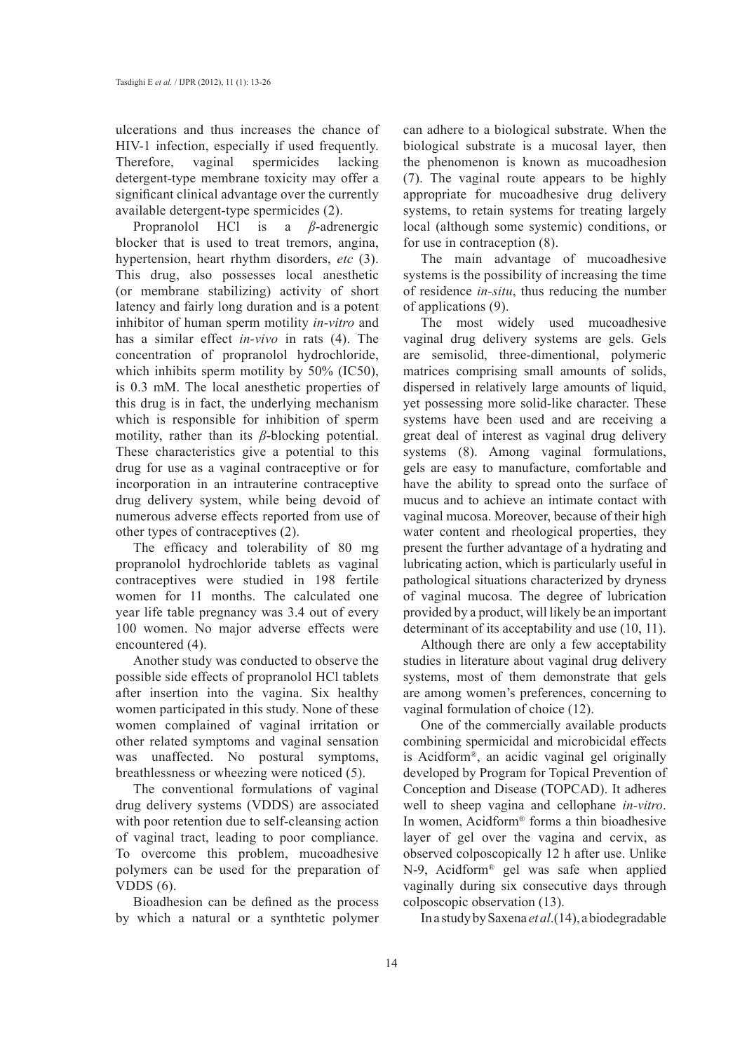ulcerations and thus increases the chance of HIV-1 infection, especially if used frequently. Therefore, vaginal spermicides lacking detergent-type membrane toxicity may offer a significant clinical advantage over the currently available detergent-type spermicides (2).

Propranolol HCl is a *β*-adrenergic blocker that is used to treat tremors, angina, hypertension, heart rhythm disorders, *etc* (3). This drug, also possesses local anesthetic (or membrane stabilizing) activity of short latency and fairly long duration and is a potent inhibitor of human sperm motility *in-vitro* and has a similar effect *in-vivo* in rats (4). The concentration of propranolol hydrochloride, which inhibits sperm motility by 50% (IC50), is 0.3 mM. The local anesthetic properties of this drug is in fact, the underlying mechanism which is responsible for inhibition of sperm motility, rather than its *β*-blocking potential. These characteristics give a potential to this drug for use as a vaginal contraceptive or for incorporation in an intrauterine contraceptive drug delivery system, while being devoid of numerous adverse effects reported from use of other types of contraceptives (2).

The efficacy and tolerability of 80 mg propranolol hydrochloride tablets as vaginal contraceptives were studied in 198 fertile women for 11 months. The calculated one year life table pregnancy was 3.4 out of every 100 women. No major adverse effects were encountered (4).

Another study was conducted to observe the possible side effects of propranolol HCl tablets after insertion into the vagina. Six healthy women participated in this study. None of these women complained of vaginal irritation or other related symptoms and vaginal sensation was unaffected. No postural symptoms, breathlessness or wheezing were noticed (5).

The conventional formulations of vaginal drug delivery systems (VDDS) are associated with poor retention due to self-cleansing action of vaginal tract, leading to poor compliance. To overcome this problem, mucoadhesive polymers can be used for the preparation of VDDS (6).

Bioadhesion can be defined as the process by which a natural or a synthtetic polymer can adhere to a biological substrate. When the biological substrate is a mucosal layer, then the phenomenon is known as mucoadhesion (7). The vaginal route appears to be highly appropriate for mucoadhesive drug delivery systems, to retain systems for treating largely local (although some systemic) conditions, or for use in contraception (8).

The main advantage of mucoadhesive systems is the possibility of increasing the time of residence *in-situ*, thus reducing the number of applications (9).

The most widely used mucoadhesive vaginal drug delivery systems are gels. Gels are semisolid, three-dimentional, polymeric matrices comprising small amounts of solids, dispersed in relatively large amounts of liquid, yet possessing more solid-like character. These systems have been used and are receiving a great deal of interest as vaginal drug delivery systems (8). Among vaginal formulations, gels are easy to manufacture, comfortable and have the ability to spread onto the surface of mucus and to achieve an intimate contact with vaginal mucosa. Moreover, because of their high water content and rheological properties, they present the further advantage of a hydrating and lubricating action, which is particularly useful in pathological situations characterized by dryness of vaginal mucosa. The degree of lubrication provided by a product, will likely be an important determinant of its acceptability and use (10, 11).

Although there are only a few acceptability studies in literature about vaginal drug delivery systems, most of them demonstrate that gels are among women's preferences, concerning to vaginal formulation of choice (12).

One of the commercially available products combining spermicidal and microbicidal effects is Acidform®, an acidic vaginal gel originally developed by Program for Topical Prevention of Conception and Disease (TOPCAD). It adheres well to sheep vagina and cellophane *in-vitro*. In women, Acidform® forms a thin bioadhesive layer of gel over the vagina and cervix, as observed colposcopically 12 h after use. Unlike N-9, Acidform® gel was safe when applied vaginally during six consecutive days through colposcopic observation (13).

In a study by Saxena *et al*.(14), a biodegradable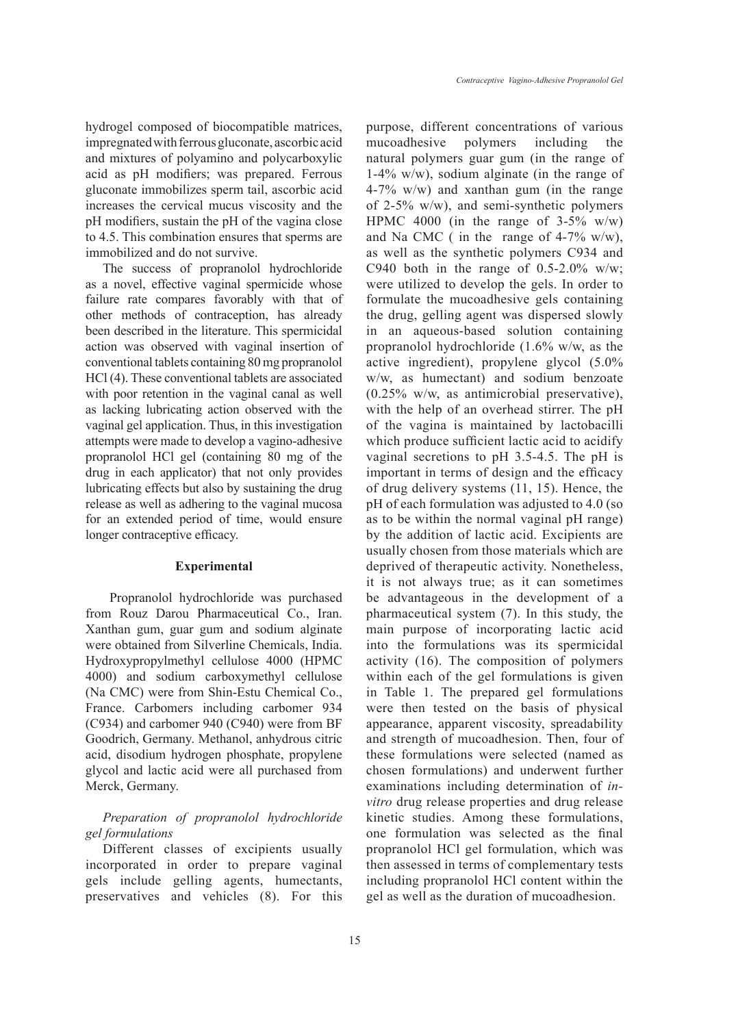hydrogel composed of biocompatible matrices, impregnated with ferrous gluconate, ascorbic acid and mixtures of polyamino and polycarboxylic acid as pH modifiers; was prepared. Ferrous gluconate immobilizes sperm tail, ascorbic acid increases the cervical mucus viscosity and the pH modifiers, sustain the pH of the vagina close to 4.5. This combination ensures that sperms are immobilized and do not survive.

The success of propranolol hydrochloride as a novel, effective vaginal spermicide whose failure rate compares favorably with that of other methods of contraception, has already been described in the literature. This spermicidal action was observed with vaginal insertion of conventional tablets containing 80 mg propranolol HCl (4). These conventional tablets are associated with poor retention in the vaginal canal as well as lacking lubricating action observed with the vaginal gel application. Thus, in this investigation attempts were made to develop a vagino-adhesive propranolol HCl gel (containing 80 mg of the drug in each applicator) that not only provides lubricating effects but also by sustaining the drug release as well as adhering to the vaginal mucosa for an extended period of time, would ensure longer contraceptive efficacy.

## Experimental

Propranolol hydrochloride was purchased from Rouz Darou Pharmaceutical Co., Iran. Xanthan gum, guar gum and sodium alginate were obtained from Silverline Chemicals, India. Hydroxypropylmethyl cellulose 4000 (HPMC 4000) and sodium carboxymethyl cellulose (Na CMC) were from Shin-Estu Chemical Co., France. Carbomers including carbomer 934 (C934) and carbomer 940 (C940) were from BF Goodrich, Germany. Methanol, anhydrous citric acid, disodium hydrogen phosphate, propylene glycol and lactic acid were all purchased from Merck, Germany.

### *Preparation of propranolol hydrochloride gel formulations*

Different classes of excipients usually incorporated in order to prepare vaginal gels include gelling agents, humectants, preservatives and vehicles (8). For this purpose, different concentrations of various mucoadhesive polymers including the natural polymers guar gum (in the range of 1-4% w/w), sodium alginate (in the range of 4-7% w/w) and xanthan gum (in the range of 2-5% w/w), and semi-synthetic polymers HPMC 4000 (in the range of 3-5% w/w) and Na CMC ( in the range of 4-7% w/w), as well as the synthetic polymers C934 and C940 both in the range of 0.5-2.0% w/w; were utilized to develop the gels. In order to formulate the mucoadhesive gels containing the drug, gelling agent was dispersed slowly in an aqueous-based solution containing propranolol hydrochloride (1.6% w/w, as the active ingredient), propylene glycol (5.0% w/w, as humectant) and sodium benzoate (0.25% w/w, as antimicrobial preservative), with the help of an overhead stirrer. The pH of the vagina is maintained by lactobacilli which produce sufficient lactic acid to acidify vaginal secretions to pH 3.5-4.5. The pH is important in terms of design and the efficacy of drug delivery systems (11, 15). Hence, the pH of each formulation was adjusted to 4.0 (so as to be within the normal vaginal pH range) by the addition of lactic acid. Excipients are usually chosen from those materials which are deprived of therapeutic activity. Nonetheless, it is not always true; as it can sometimes be advantageous in the development of a pharmaceutical system (7). In this study, the main purpose of incorporating lactic acid into the formulations was its spermicidal activity (16). The composition of polymers within each of the gel formulations is given in Table 1. The prepared gel formulations were then tested on the basis of physical appearance, apparent viscosity, spreadability and strength of mucoadhesion. Then, four of these formulations were selected (named as chosen formulations) and underwent further examinations including determination of *in-vitro* drug release properties and drug release kinetic studies. Among these formulations, one formulation was selected as the final propranolol HCl gel formulation, which was then assessed in terms of complementary tests including propranolol HCl content within the gel as well as the duration of mucoadhesion.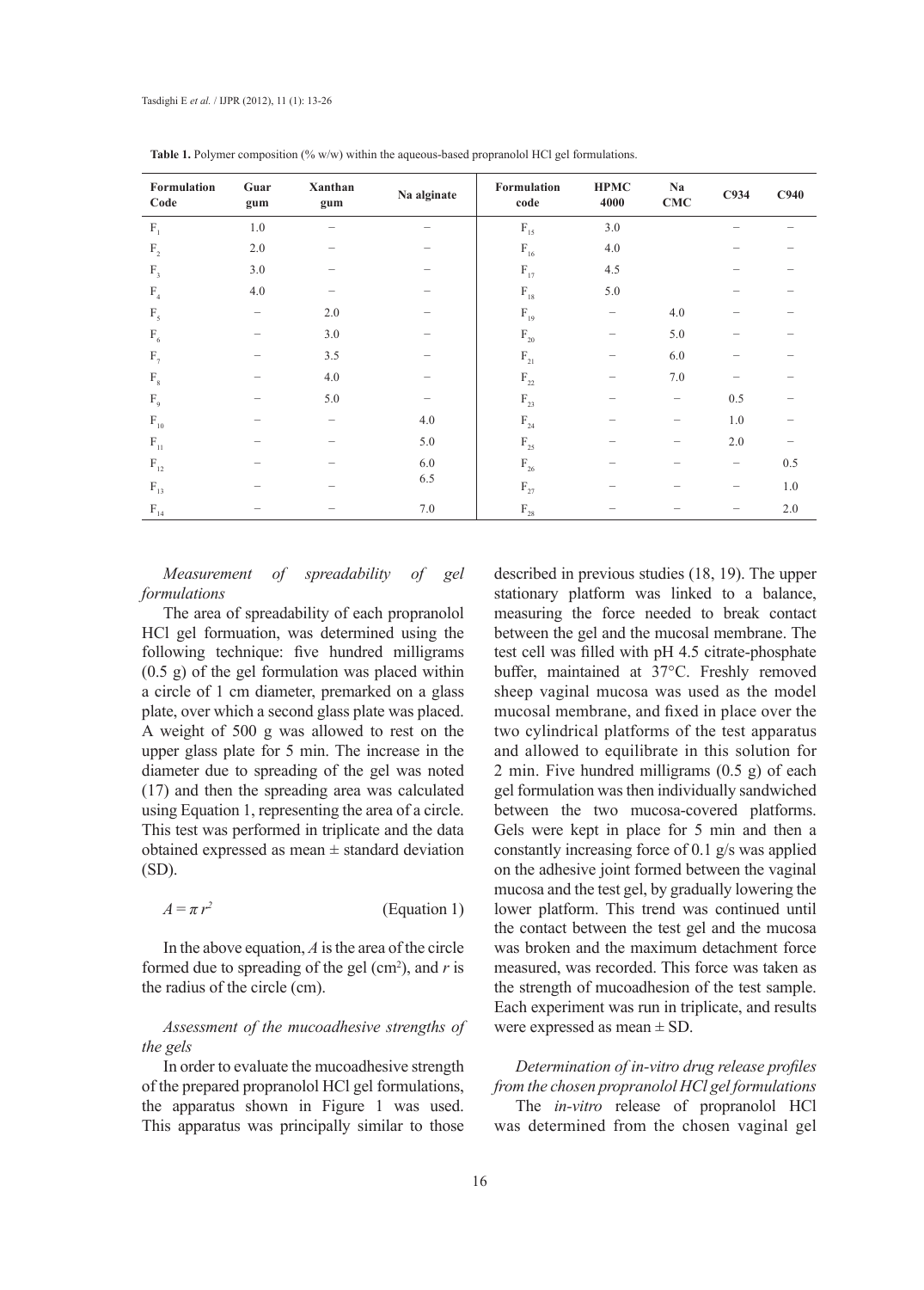**Table 1.** Polymer composition (% w/w) within the aqueous-based propranolol HCl gel formulations.

| Formulation Code | Guar gum | Xanthan gum | Na alginate | Formulation code | HPMC 4000 | Na CMC | C934 | C940 |
|---|---|---|---|---|---|---|---|---|
| $F_1$ | 1.0 | – | – | $F_{15}$ | 3.0 | | – | – |
| $F_2$ | 2.0 | – | – | $F_{16}$ | 4.0 | | – | – |
| $F_3$ | 3.0 | – | – | $F_{17}$ | 4.5 | | – | – |
| $F_4$ | 4.0 | – | – | $F_{18}$ | 5.0 | | – | – |
| $F_5$ | – | 2.0 | – | $F_{19}$ | – | 4.0 | – | – |
| $F_6$ | – | 3.0 | – | $F_{20}$ | – | 5.0 | – | – |
| $F_7$ | – | 3.5 | – | $F_{21}$ | – | 6.0 | – | – |
| $F_8$ | – | 4.0 | – | $F_{22}$ | – | 7.0 | – | – |
| $F_9$ | – | 5.0 | – | $F_{23}$ | – | – | 0.5 | – |
| $F_{10}$ | – | – | 4.0 | $F_{24}$ | – | – | 1.0 | – |
| $F_{11}$ | – | – | 5.0 | $F_{25}$ | – | – | 2.0 | – |
| $F_{12}$ | – | – | 6.0 | $F_{26}$ | – | – | – | 0.5 |
| $F_{13}$ | – | – | 6.5 | $F_{27}$ | – | – | – | 1.0 |
| $F_{14}$ | – | – | 7.0 | $F_{28}$ | – | – | – | 2.0 |

*Measurement of spreadability of gel formulations*

The area of spreadability of each propranolol HCl gel formuation, was determined using the following technique: five hundred milligrams (0.5 g) of the gel formulation was placed within a circle of 1 cm diameter, premarked on a glass plate, over which a second glass plate was placed. A weight of 500 g was allowed to rest on the upper glass plate for 5 min. The increase in the diameter due to spreading of the gel was noted (17) and then the spreading area was calculated using Equation 1, representing the area of a circle. This test was performed in triplicate and the data obtained expressed as mean ± standard deviation (SD).

$$A = \pi r^2 \qquad \text{(Equation 1)}$$

In the above equation, $A$ is the area of the circle formed due to spreading of the gel ($cm^2$), and $r$ is the radius of the circle (cm).

*Assessment of the mucoadhesive strengths of the gels*

In order to evaluate the mucoadhesive strength of the prepared propranolol HCl gel formulations, the apparatus shown in Figure 1 was used. This apparatus was principally similar to those described in previous studies (18, 19). The upper stationary platform was linked to a balance, measuring the force needed to break contact between the gel and the mucosal membrane. The test cell was filled with pH 4.5 citrate-phosphate buffer, maintained at 37°C. Freshly removed sheep vaginal mucosa was used as the model mucosal membrane, and fixed in place over the two cylindrical platforms of the test apparatus and allowed to equilibrate in this solution for 2 min. Five hundred milligrams (0.5 g) of each gel formulation was then individually sandwiched between the two mucosa-covered platforms. Gels were kept in place for 5 min and then a constantly increasing force of 0.1 g/s was applied on the adhesive joint formed between the vaginal mucosa and the test gel, by gradually lowering the lower platform. This trend was continued until the contact between the test gel and the mucosa was broken and the maximum detachment force measured, was recorded. This force was taken as the strength of mucoadhesion of the test sample. Each experiment was run in triplicate, and results were expressed as mean ± SD.

*Determination of in-vitro drug release profiles from the chosen propranolol HCl gel formulations*

The *in-vitro* release of propranolol HCl was determined from the chosen vaginal gel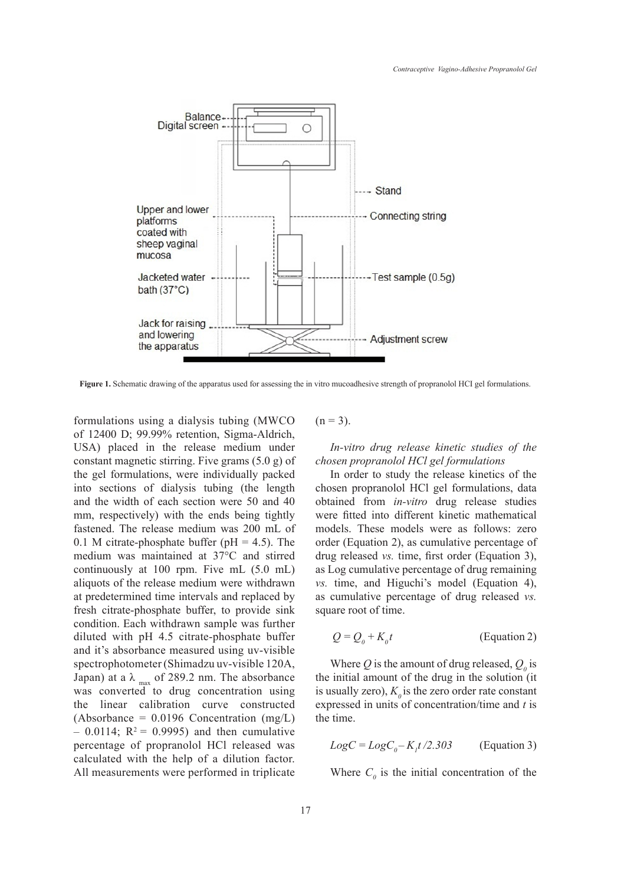Figure 1. Schematic drawing of the apparatus used for assessing the in vitro mucoadhesive strength of propranolol HCl gel formulations.

formulations using a dialysis tubing (MWCO of 12400 D; 99.99% retention, Sigma-Aldrich, USA) placed in the release medium under constant magnetic stirring. Five grams (5.0 g) of the gel formulations, were individually packed into sections of dialysis tubing (the length and the width of each section were 50 and 40 mm, respectively) with the ends being tightly fastened. The release medium was 200 mL of 0.1 M citrate-phosphate buffer (pH = 4.5). The medium was maintained at 37°C and stirred continuously at 100 rpm. Five mL (5.0 mL) aliquots of the release medium were withdrawn at predetermined time intervals and replaced by fresh citrate-phosphate buffer, to provide sink condition. Each withdrawn sample was further diluted with pH 4.5 citrate-phosphate buffer and it's absorbance measured using uv-visible spectrophotometer (Shimadzu uv-visible 120A, Japan) at a $\lambda_{max}$ of 289.2 nm. The absorbance was converted to drug concentration using the linear calibration curve constructed (Absorbance = 0.0196 Concentration (mg/L) – 0.0114; $R^2$ = 0.9995) and then cumulative percentage of propranolol HCl released was calculated with the help of a dilution factor. All measurements were performed in triplicate (n = 3).

*In-vitro drug release kinetic studies of the chosen propranolol HCl gel formulations*

In order to study the release kinetics of the chosen propranolol HCl gel formulations, data obtained from *in-vitro* drug release studies were fitted into different kinetic mathematical models. These models were as follows: zero order (Equation 2), as cumulative percentage of drug released *vs.* time, first order (Equation 3), as Log cumulative percentage of drug remaining *vs.* time, and Higuchi's model (Equation 4), as cumulative percentage of drug released *vs.* square root of time.

$$Q = Q_0 + K_0 t \qquad \text{(Equation 2)}$$

Where $Q$ is the amount of drug released, $Q_0$ is the initial amount of the drug in the solution (it is usually zero), $K_0$ is the zero order rate constant expressed in units of concentration/time and $t$ is the time.

$$LogC = LogC_0 - K_1 t / 2.303 \qquad \text{(Equation 3)}$$

Where $C_0$ is the initial concentration of the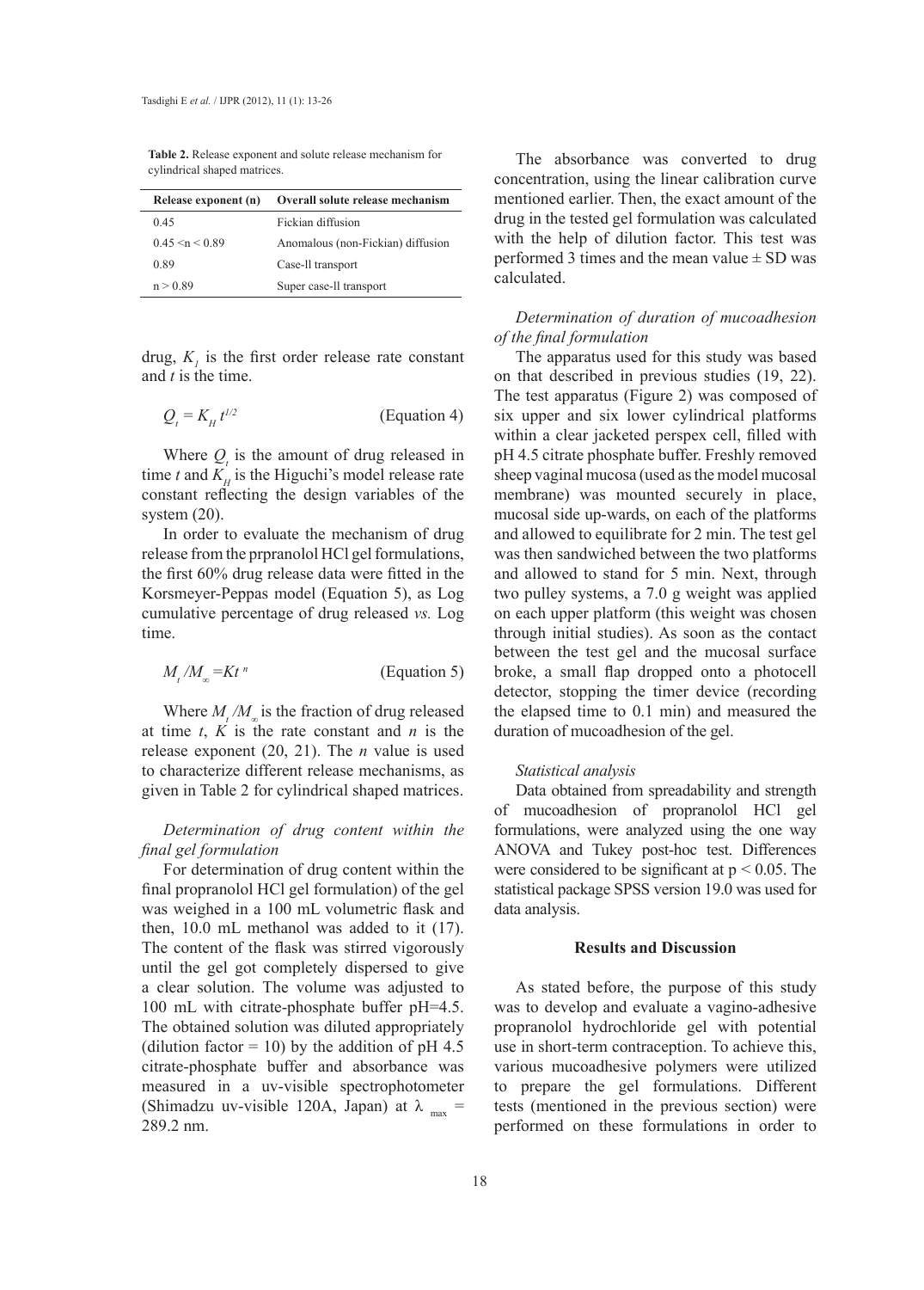**Table 2.** Release exponent and solute release mechanism for cylindrical shaped matrices.

| Release exponent (n) | Overall solute release mechanism |
|---|---|
| 0.45 | Fickian diffusion |
| 0.45 <n < 0.89 | Anomalous (non-Fickian) diffusion |
| 0.89 | Case-ll transport |
| n > 0.89 | Super case-ll transport |

drug, $K_1$ is the first order release rate constant and $t$ is the time.

$$Q_t = K_H t^{1/2} \qquad \text{(Equation 4)}$$

Where $Q_t$ is the amount of drug released in time $t$ and $K_H$ is the Higuchi's model release rate constant reflecting the design variables of the system (20).

In order to evaluate the mechanism of drug release from the prpranolol HCl gel formulations, the first 60% drug release data were fitted in the Korsmeyer-Peppas model (Equation 5), as Log cumulative percentage of drug released *vs.* Log time.

$$M_t / M_\infty = Kt^n \qquad \text{(Equation 5)}$$

Where $M_t / M_\infty$ is the fraction of drug released at time $t$, $K$ is the rate constant and $n$ is the release exponent (20, 21). The $n$ value is used to characterize different release mechanisms, as given in Table 2 for cylindrical shaped matrices.

### *Determination of drug content within the final gel formulation*

For determination of drug content within the final propranolol HCl gel formulation) of the gel was weighed in a 100 mL volumetric flask and then, 10.0 mL methanol was added to it (17). The content of the flask was stirred vigorously until the gel got completely dispersed to give a clear solution. The volume was adjusted to 100 mL with citrate-phosphate buffer pH=4.5. The obtained solution was diluted appropriately (dilution factor = 10) by the addition of pH 4.5 citrate-phosphate buffer and absorbance was measured in a uv-visible spectrophotometer (Shimadzu uv-visible 120A, Japan) at $\lambda_{max}$ = 289.2 nm.

The absorbance was converted to drug concentration, using the linear calibration curve mentioned earlier. Then, the exact amount of the drug in the tested gel formulation was calculated with the help of dilution factor. This test was performed 3 times and the mean value ± SD was calculated.

### *Determination of duration of mucoadhesion of the final formulation*

The apparatus used for this study was based on that described in previous studies (19, 22). The test apparatus (Figure 2) was composed of six upper and six lower cylindrical platforms within a clear jacketed perspex cell, filled with pH 4.5 citrate phosphate buffer. Freshly removed sheep vaginal mucosa (used as the model mucosal membrane) was mounted securely in place, mucosal side up-wards, on each of the platforms and allowed to equilibrate for 2 min. The test gel was then sandwiched between the two platforms and allowed to stand for 5 min. Next, through two pulley systems, a 7.0 g weight was applied on each upper platform (this weight was chosen through initial studies). As soon as the contact between the test gel and the mucosal surface broke, a small flap dropped onto a photocell detector, stopping the timer device (recording the elapsed time to 0.1 min) and measured the duration of mucoadhesion of the gel.

### *Statistical analysis*

Data obtained from spreadability and strength of mucoadhesion of propranolol HCl gel formulations, were analyzed using the one way ANOVA and Tukey post-hoc test. Differences were considered to be significant at $p < 0.05$. The statistical package SPSS version 19.0 was used for data analysis.

## Results and Discussion

As stated before, the purpose of this study was to develop and evaluate a vagino-adhesive propranolol hydrochloride gel with potential use in short-term contraception. To achieve this, various mucoadhesive polymers were utilized to prepare the gel formulations. Different tests (mentioned in the previous section) were performed on these formulations in order to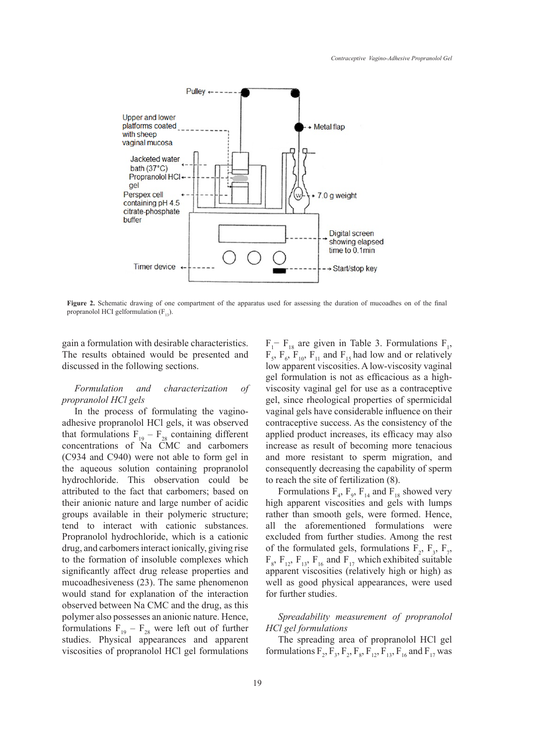**Figure 2.** Schematic drawing of one compartment of the apparatus used for assessing the duration of mucoadhes on of the final propranolol HCI gelformulation ($F_{13}$).

gain a formulation with desirable characteristics. The results obtained would be presented and discussed in the following sections.

*Formulation and characterization of propranolol HCl gels*

In the process of formulating the vagino-adhesive propranolol HCl gels, it was observed that formulations $F_{19}$ – $F_{28}$ containing different concentrations of Na CMC and carbomers (C934 and C940) were not able to form gel in the aqueous solution containing propranolol hydrochloride. This observation could be attributed to the fact that carbomers; based on their anionic nature and large number of acidic groups available in their polymeric structure; tend to interact with cationic substances. Propranolol hydrochloride, which is a cationic drug, and carbomers interact ionically, giving rise to the formation of insoluble complexes which significantly affect drug release properties and mucoadhesiveness (23). The same phenomenon would stand for explanation of the interaction observed between Na CMC and the drug, as this polymer also possesses an anionic nature. Hence, formulations $F_{19}$ – $F_{28}$ were left out of further studies. Physical appearances and apparent viscosities of propranolol HCl gel formulations $F_1$– $F_{18}$ are given in Table 3. Formulations $F_1$, $F_5$, $F_6$, $F_{10}$, $F_{11}$ and $F_{15}$ had low and or relatively low apparent viscosities. A low-viscosity vaginal gel formulation is not as efficacious as a high-viscosity vaginal gel for use as a contraceptive gel, since rheological properties of spermicidal vaginal gels have considerable influence on their contraceptive success. As the consistency of the applied product increases, its efficacy may also increase as result of becoming more tenacious and more resistant to sperm migration, and consequently decreasing the capability of sperm to reach the site of fertilization (8).

Formulations $F_4$, $F_9$, $F_{14}$ and $F_{18}$ showed very high apparent viscosities and gels with lumps rather than smooth gels, were formed. Hence, all the aforementioned formulations were excluded from further studies. Among the rest of the formulated gels, formulations $F_2$, $F_3$, $F_7$, $F_8$, $F_{12}$, $F_{13}$, $F_{16}$ and $F_{17}$ which exhibited suitable apparent viscosities (relatively high or high) as well as good physical appearances, were used for further studies.

*Spreadability measurement of propranolol HCl gel formulations*

The spreading area of propranolol HCl gel formulations $F_2$, $F_3$, $F_2$, $F_8$, $F_{12}$, $F_{13}$, $F_{16}$ and $F_{17}$ was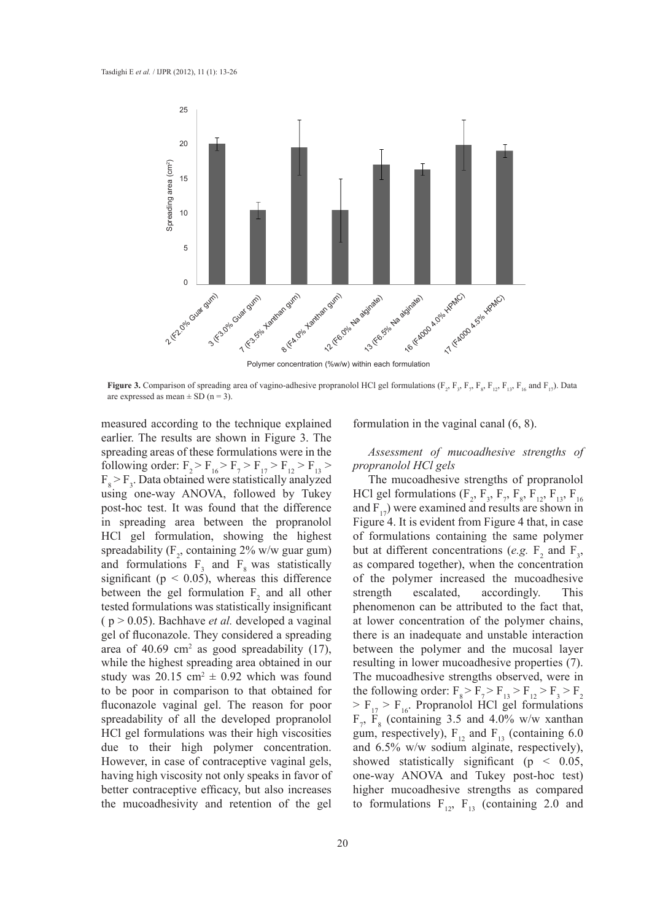**Figure 3.** Comparison of spreading area of vagino-adhesive propranolol HCl gel formulations ($F_2$, $F_3$, $F_7$, $F_8$, $F_{12}$, $F_{13}$, $F_{16}$ and $F_{17}$). Data are expressed as mean ± SD (n = 3).

measured according to the technique explained earlier. The results are shown in Figure 3. The spreading areas of these formulations were in the following order: $F_2 > F_{16} > F_7 > F_{17} > F_{12} > F_{13} > F_8 > F_3$. Data obtained were statistically analyzed using one-way ANOVA, followed by Tukey post-hoc test. It was found that the difference in spreading area between the propranolol HCl gel formulation, showing the highest spreadability ($F_2$, containing 2% w/w guar gum) and formulations $F_3$ and $F_8$ was statistically significant ($p < 0.05$), whereas this difference between the gel formulation $F_2$ and all other tested formulations was statistically insignificant ( $p > 0.05$). Bachhave *et al.* developed a vaginal gel of fluconazole. They considered a spreading area of 40.69 $cm^2$ as good spreadability (17), while the highest spreading area obtained in our study was 20.15 $cm^2$ ± 0.92 which was found to be poor in comparison to that obtained for fluconazole vaginal gel. The reason for poor spreadability of all the developed propranolol HCl gel formulations was their high viscosities due to their high polymer concentration. However, in case of contraceptive vaginal gels, having high viscosity not only speaks in favor of better contraceptive efficacy, but also increases the mucoadhesivity and retention of the gel formulation in the vaginal canal (6, 8).

*Assessment of mucoadhesive strengths of propranolol HCl gels*

The mucoadhesive strengths of propranolol HCl gel formulations ($F_2$, $F_3$, $F_7$, $F_8$, $F_{12}$, $F_{13}$, $F_{16}$ and $F_{17}$) were examined and results are shown in Figure 4. It is evident from Figure 4 that, in case of formulations containing the same polymer but at different concentrations (*e.g.* $F_2$ and $F_3$, as compared together), when the concentration of the polymer increased the mucoadhesive strength escalated, accordingly. This phenomenon can be attributed to the fact that, at lower concentration of the polymer chains, there is an inadequate and unstable interaction between the polymer and the mucosal layer resulting in lower mucoadhesive properties (7). The mucoadhesive strengths observed, were in the following order: $F_8 > F_7 > F_{13} > F_{12} > F_3 > F_2 > F_{17} > F_{16}$. Propranolol HCl gel formulations $F_7$, $F_8$ (containing 3.5 and 4.0% w/w xanthan gum, respectively), $F_{12}$ and $F_{13}$ (containing 6.0 and 6.5% w/w sodium alginate, respectively), showed statistically significant ($p < 0.05$, one-way ANOVA and Tukey post-hoc test) higher mucoadhesive strengths as compared to formulations $F_{12}$, $F_{13}$ (containing 2.0 and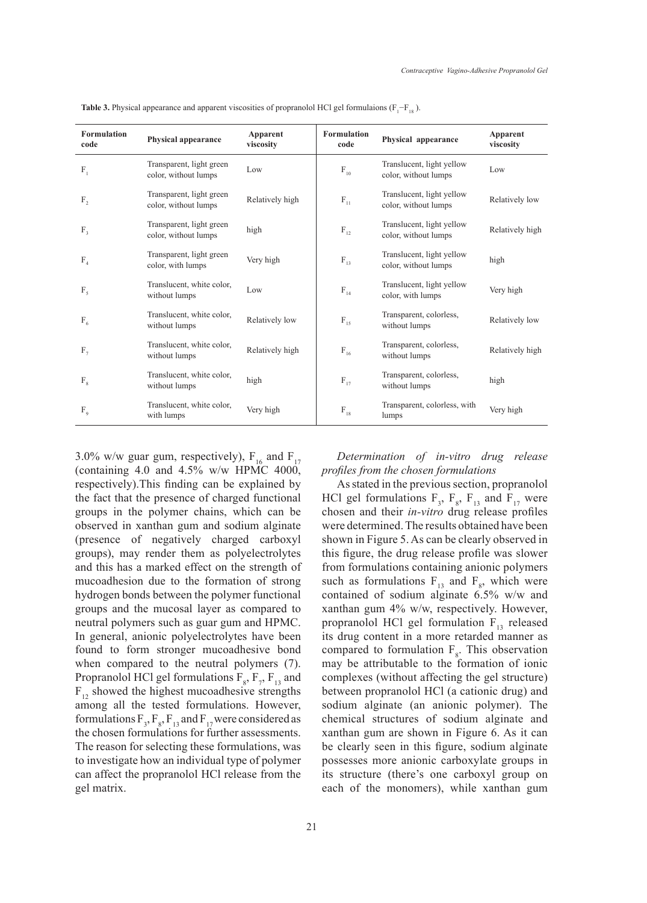**Table 3.** Physical appearance and apparent viscosities of propranolol HCl gel formulaions ($F_1$–$F_{18}$ ).

| Formulation code | Physical appearance | Apparent viscosity | Formulation code | Physical appearance | Apparent viscosity |
|---|---|---|---|---|---|
| $F_1$ | Transparent, light green color, without lumps | Low | $F_{10}$ | Translucent, light yellow color, without lumps | Low |
| $F_2$ | Transparent, light green color, without lumps | Relatively high | $F_{11}$ | Translucent, light yellow color, without lumps | Relatively low |
| $F_3$ | Transparent, light green color, without lumps | high | $F_{12}$ | Translucent, light yellow color, without lumps | Relatively high |
| $F_4$ | Transparent, light green color, with lumps | Very high | $F_{13}$ | Translucent, light yellow color, without lumps | high |
| $F_5$ | Translucent, white color, without lumps | Low | $F_{14}$ | Translucent, light yellow color, with lumps | Very high |
| $F_6$ | Translucent, white color, without lumps | Relatively low | $F_{15}$ | Transparent, colorless, without lumps | Relatively low |
| $F_7$ | Translucent, white color, without lumps | Relatively high | $F_{16}$ | Transparent, colorless, without lumps | Relatively high |
| $F_8$ | Translucent, white color, without lumps | high | $F_{17}$ | Transparent, colorless, without lumps | high |
| $F_9$ | Translucent, white color, with lumps | Very high | $F_{18}$ | Transparent, colorless, with lumps | Very high |

3.0% w/w guar gum, respectively), $F_{16}$ and $F_{17}$ (containing 4.0 and 4.5% w/w HPMC 4000, respectively).This finding can be explained by the fact that the presence of charged functional groups in the polymer chains, which can be observed in xanthan gum and sodium alginate (presence of negatively charged carboxyl groups), may render them as polyelectrolytes and this has a marked effect on the strength of mucoadhesion due to the formation of strong hydrogen bonds between the polymer functional groups and the mucosal layer as compared to neutral polymers such as guar gum and HPMC. In general, anionic polyelectrolytes have been found to form stronger mucoadhesive bond when compared to the neutral polymers (7). Propranolol HCl gel formulations $F_8$, $F_7$, $F_{13}$ and $F_{12}$ showed the highest mucoadhesive strengths among all the tested formulations. However, formulations $F_3$, $F_8$, $F_{13}$ and $F_{17}$ were considered as the chosen formulations for further assessments. The reason for selecting these formulations, was to investigate how an individual type of polymer can affect the propranolol HCl release from the gel matrix.

*Determination of in-vitro drug release profiles from the chosen formulations*

As stated in the previous section, propranolol HCl gel formulations $F_3$, $F_8$, $F_{13}$ and $F_{17}$ were chosen and their *in-vitro* drug release profiles were determined. The results obtained have been shown in Figure 5. As can be clearly observed in this figure, the drug release profile was slower from formulations containing anionic polymers such as formulations $F_{13}$ and $F_8$, which were contained of sodium alginate 6.5% w/w and xanthan gum 4% w/w, respectively. However, propranolol HCl gel formulation $F_{13}$ released its drug content in a more retarded manner as compared to formulation $F_8$. This observation may be attributable to the formation of ionic complexes (without affecting the gel structure) between propranolol HCl (a cationic drug) and sodium alginate (an anionic polymer). The chemical structures of sodium alginate and xanthan gum are shown in Figure 6. As it can be clearly seen in this figure, sodium alginate possesses more anionic carboxylate groups in its structure (there's one carboxyl group on each of the monomers), while xanthan gum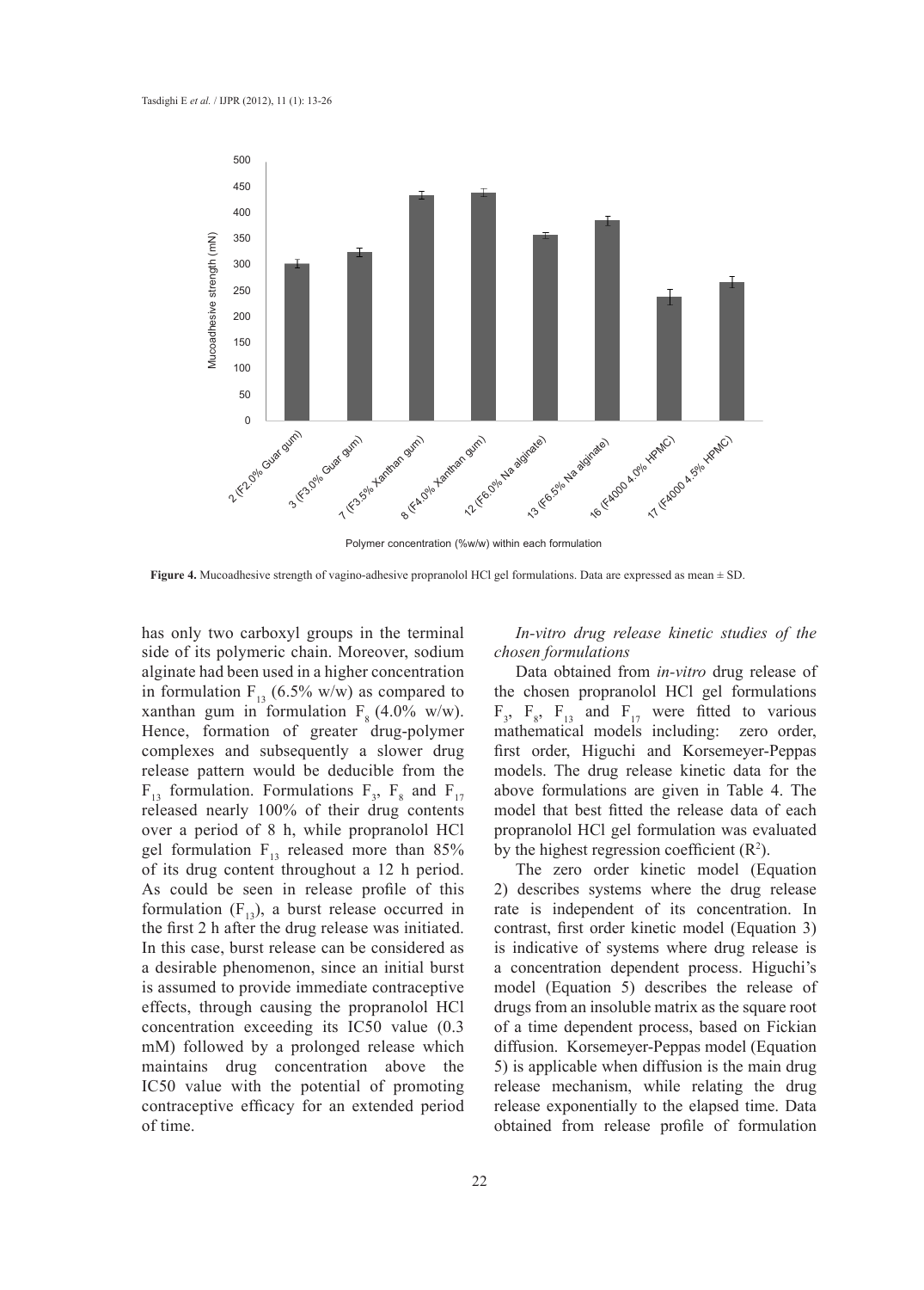**Figure 4.** Mucoadhesive strength of vagino-adhesive propranolol HCl gel formulations. Data are expressed as mean ± SD.

has only two carboxyl groups in the terminal side of its polymeric chain. Moreover, sodium alginate had been used in a higher concentration in formulation $F_{13}$ (6.5% w/w) as compared to xanthan gum in formulation $F_8$ (4.0% w/w). Hence, formation of greater drug-polymer complexes and subsequently a slower drug release pattern would be deducible from the $F_{13}$ formulation. Formulations $F_3$, $F_8$ and $F_{17}$ released nearly 100% of their drug contents over a period of 8 h, while propranolol HCl gel formulation $F_{13}$ released more than 85% of its drug content throughout a 12 h period. As could be seen in release profile of this formulation ($F_{13}$), a burst release occurred in the first 2 h after the drug release was initiated. In this case, burst release can be considered as a desirable phenomenon, since an initial burst is assumed to provide immediate contraceptive effects, through causing the propranolol HCl concentration exceeding its IC50 value (0.3 mM) followed by a prolonged release which maintains drug concentration above the IC50 value with the potential of promoting contraceptive efficacy for an extended period of time.

*In-vitro drug release kinetic studies of the chosen formulations*

Data obtained from *in-vitro* drug release of the chosen propranolol HCl gel formulations $F_3$, $F_8$, $F_{13}$ and $F_{17}$ were fitted to various mathematical models including: zero order, first order, Higuchi and Korsemeyer-Peppas models. The drug release kinetic data for the above formulations are given in Table 4. The model that best fitted the release data of each propranolol HCl gel formulation was evaluated by the highest regression coefficient ($R^2$).

The zero order kinetic model (Equation 2) describes systems where the drug release rate is independent of its concentration. In contrast, first order kinetic model (Equation 3) is indicative of systems where drug release is a concentration dependent process. Higuchi's model (Equation 5) describes the release of drugs from an insoluble matrix as the square root of a time dependent process, based on Fickian diffusion. Korsemeyer-Peppas model (Equation 5) is applicable when diffusion is the main drug release mechanism, while relating the drug release exponentially to the elapsed time. Data obtained from release profile of formulation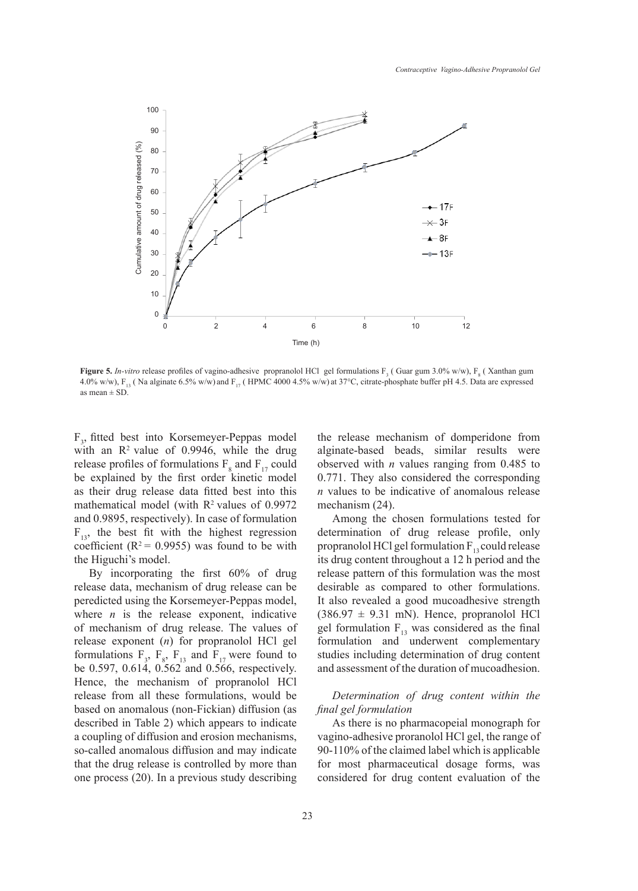**Figure 5.** *In-vitro* release profiles of vagino-adhesive propranolol HCl gel formulations $F_3$ ( Guar gum 3.0% w/w), $F_8$ ( Xanthan gum 4.0% w/w), $F_{13}$ ( Na alginate 6.5% w/w) and $F_{17}$ ( HPMC 4000 4.5% w/w) at 37°C, citrate-phosphate buffer pH 4.5. Data are expressed as mean ± SD.

$F_3$, fitted best into Korsemeyer-Peppas model with an $R^2$ value of 0.9946, while the drug release profiles of formulations $F_8$ and $F_{17}$ could be explained by the first order kinetic model as their drug release data fitted best into this mathematical model (with $R^2$ values of 0.9972 and 0.9895, respectively). In case of formulation $F_{13}$, the best fit with the highest regression coefficient ($R^2 = 0.9955$) was found to be with the Higuchi's model.

By incorporating the first 60% of drug release data, mechanism of drug release can be peredicted using the Korsemeyer-Peppas model, where $n$ is the release exponent, indicative of mechanism of drug release. The values of release exponent ($n$) for propranolol HCl gel formulations $F_3$, $F_8$, $F_{13}$ and $F_{17}$ were found to be 0.597, 0.614, 0.562 and 0.566, respectively. Hence, the mechanism of propranolol HCl release from all these formulations, would be based on anomalous (non-Fickian) diffusion (as described in Table 2) which appears to indicate a coupling of diffusion and erosion mechanisms, so-called anomalous diffusion and may indicate that the drug release is controlled by more than one process (20). In a previous study describing the release mechanism of domperidone from alginate-based beads, similar results were observed with $n$ values ranging from 0.485 to 0.771. They also considered the corresponding $n$ values to be indicative of anomalous release mechanism (24).

Among the chosen formulations tested for determination of drug release profile, only propranolol HCl gel formulation $F_{13}$ could release its drug content throughout a 12 h period and the release pattern of this formulation was the most desirable as compared to other formulations. It also revealed a good mucoadhesive strength (386.97 ± 9.31 mN). Hence, propranolol HCl gel formulation $F_{13}$ was considered as the final formulation and underwent complementary studies including determination of drug content and assessment of the duration of mucoadhesion.

### *Determination of drug content within the final gel formulation*

As there is no pharmacopeial monograph for vagino-adhesive proranolol HCl gel, the range of 90-110% of the claimed label which is applicable for most pharmaceutical dosage forms, was considered for drug content evaluation of the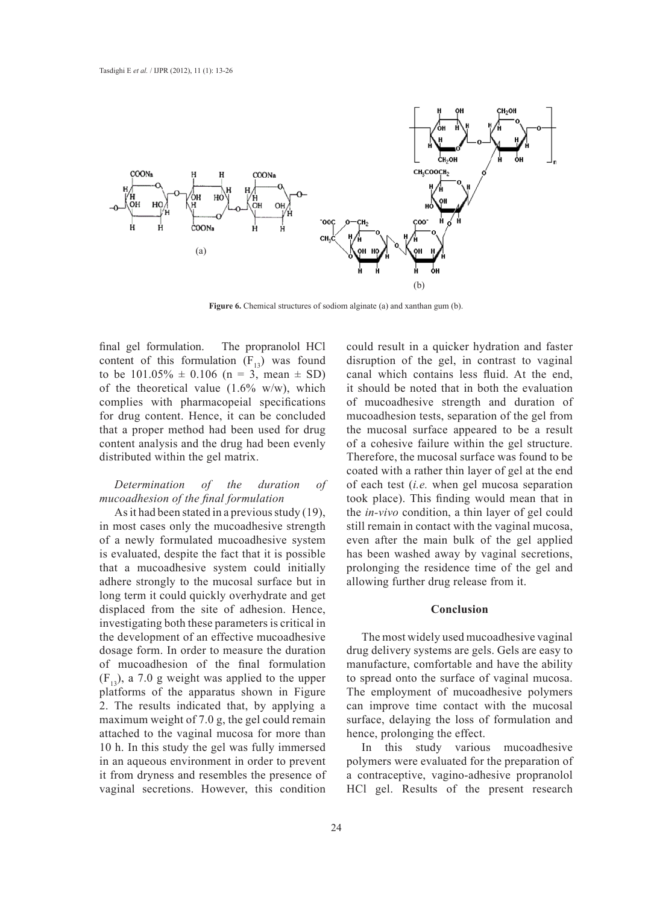**Figure 6.** Chemical structures of sodiom alginate (a) and xanthan gum (b).

final gel formulation. The propranolol HCl content of this formulation ($F_{13}$) was found to be 101.05% ± 0.106 (n = 3, mean ± SD) of the theoretical value (1.6% w/w), which complies with pharmacopeial specifications for drug content. Hence, it can be concluded that a proper method had been used for drug content analysis and the drug had been evenly distributed within the gel matrix.

*Determination of the duration of mucoadhesion of the final formulation*

As it had been stated in a previous study (19), in most cases only the mucoadhesive strength of a newly formulated mucoadhesive system is evaluated, despite the fact that it is possible that a mucoadhesive system could initially adhere strongly to the mucosal surface but in long term it could quickly overhydrate and get displaced from the site of adhesion. Hence, investigating both these parameters is critical in the development of an effective mucoadhesive dosage form. In order to measure the duration of mucoadhesion of the final formulation ($F_{13}$), a 7.0 g weight was applied to the upper platforms of the apparatus shown in Figure 2. The results indicated that, by applying a maximum weight of 7.0 g, the gel could remain attached to the vaginal mucosa for more than 10 h. In this study the gel was fully immersed in an aqueous environment in order to prevent it from dryness and resembles the presence of vaginal secretions. However, this condition could result in a quicker hydration and faster disruption of the gel, in contrast to vaginal canal which contains less fluid. At the end, it should be noted that in both the evaluation of mucoadhesive strength and duration of mucoadhesion tests, separation of the gel from the mucosal surface appeared to be a result of a cohesive failure within the gel structure. Therefore, the mucosal surface was found to be coated with a rather thin layer of gel at the end of each test (*i.e.* when gel mucosa separation took place). This finding would mean that in the *in-vivo* condition, a thin layer of gel could still remain in contact with the vaginal mucosa, even after the main bulk of the gel applied has been washed away by vaginal secretions, prolonging the residence time of the gel and allowing further drug release from it.

## Conclusion

The most widely used mucoadhesive vaginal drug delivery systems are gels. Gels are easy to manufacture, comfortable and have the ability to spread onto the surface of vaginal mucosa. The employment of mucoadhesive polymers can improve time contact with the mucosal surface, delaying the loss of formulation and hence, prolonging the effect.

In this study various mucoadhesive polymers were evaluated for the preparation of a contraceptive, vagino-adhesive propranolol HCl gel. Results of the present research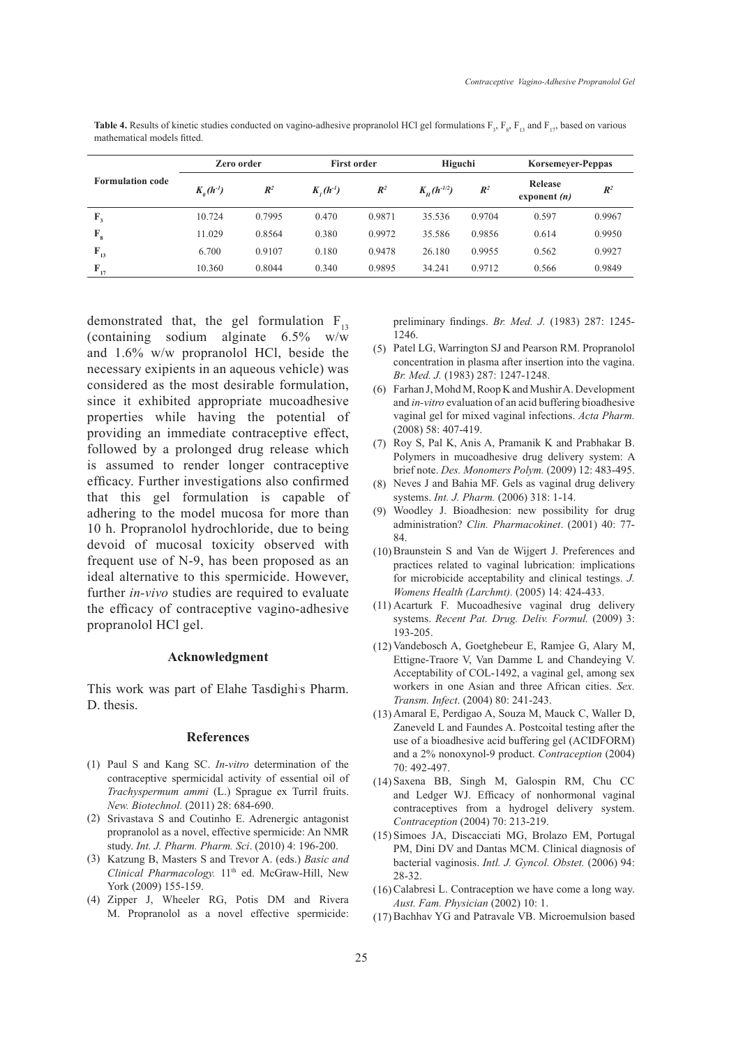**Table 4.** Results of kinetic studies conducted on vagino-adhesive propranolol HCl gel formulations $F_3$, $F_8$, $F_{13}$ and $F_{17}$, based on various mathematical models fitted.

| Formulation code | Zero order | | First order | | Higuchi | | Korsemeyer-Peppas | |
|---|---|---|---|---|---|---|---|---|
| | $K_0 (h^{-1})$ | $R^2$ | $K_1 (h^{-1})$ | $R^2$ | $K_H (h^{-1/2})$ | $R^2$ | Release exponent *(n)* | $R^2$ |
| $F_3$ | 10.724 | 0.7995 | 0.470 | 0.9871 | 35.536 | 0.9704 | 0.597 | 0.9967 |
| $F_8$ | 11.029 | 0.8564 | 0.380 | 0.9972 | 35.586 | 0.9856 | 0.614 | 0.9950 |
| $F_{13}$ | 6.700 | 0.9107 | 0.180 | 0.9478 | 26.180 | 0.9955 | 0.562 | 0.9927 |
| $F_{17}$ | 10.360 | 0.8044 | 0.340 | 0.9895 | 34.241 | 0.9712 | 0.566 | 0.9849 |

demonstrated that, the gel formulation $F_{13}$ (containing sodium alginate 6.5% w/w and 1.6% w/w propranolol HCl, beside the necessary exipients in an aqueous vehicle) was considered as the most desirable formulation, since it exhibited appropriate mucoadhesive properties while having the potential of providing an immediate contraceptive effect, followed by a prolonged drug release which is assumed to render longer contraceptive efficacy. Further investigations also confirmed that this gel formulation is capable of adhering to the model mucosa for more than 10 h. Propranolol hydrochloride, due to being devoid of mucosal toxicity observed with frequent use of N-9, has been proposed as an ideal alternative to this spermicide. However, further *in-vivo* studies are required to evaluate the efficacy of contraceptive vagino-adhesive propranolol HCl gel.

## Acknowledgment

This work was part of Elahe Tasdighi's Pharm. D. thesis.

## References

(1) Paul S and Kang SC. *In-vitro* determination of the contraceptive spermicidal activity of essential oil of *Trachyspermum ammi* (L.) Sprague ex Turril fruits. *New. Biotechnol.* (2011) 28: 684-690.

(2) Srivastava S and Coutinho E. Adrenergic antagonist propranolol as a novel, effective spermicide: An NMR study. *Int. J. Pharm. Pharm. Sci*. (2010) 4: 196-200.

(3) Katzung B, Masters S and Trevor A. (eds.) *Basic and Clinical Pharmacology.* 11th ed. McGraw-Hill, New York (2009) 155-159.

(4) Zipper J, Wheeler RG, Potis DM and Rivera M. Propranolol as a novel effective spermicide: preliminary findings. *Br. Med. J.* (1983) 287: 1245-1246.

(5) Patel LG, Warrington SJ and Pearson RM. Propranolol concentration in plasma after insertion into the vagina. *Br. Med. J.* (1983) 287: 1247-1248.

(6) Farhan J, Mohd M, Roop K and Mushir A. Development and *in-vitro* evaluation of an acid buffering bioadhesive vaginal gel for mixed vaginal infections. *Acta Pharm.* (2008) 58: 407-419.

(7) Roy S, Pal K, Anis A, Pramanik K and Prabhakar B. Polymers in mucoadhesive drug delivery system: A brief note. *Des. Monomers Polym.* (2009) 12: 483-495.

(8) Neves J and Bahia MF. Gels as vaginal drug delivery systems. *Int. J. Pharm.* (2006) 318: 1-14.

(9) Woodley J. Bioadhesion: new possibility for drug administration? *Clin. Pharmacokinet*. (2001) 40: 77-84.

(10) Braunstein S and Van de Wijgert J. Preferences and practices related to vaginal lubrication: implications for microbicide acceptability and clinical testings. *J. Womens Health (Larchmt).* (2005) 14: 424-433.

(11) Acarturk F. Mucoadhesive vaginal drug delivery systems. *Recent Pat. Drug. Deliv. Formul.* (2009) 3: 193-205.

(12) Vandebosch A, Goetghebeur E, Ramjee G, Alary M, Ettigne-Traore V, Van Damme L and Chandeying V. Acceptability of COL-1492, a vaginal gel, among sex workers in one Asian and three African cities. *Sex. Transm. Infect*. (2004) 80: 241-243.

(13) Amaral E, Perdigao A, Souza M, Mauck C, Waller D, Zaneveld L and Faundes A. Postcoital testing after the use of a bioadhesive acid buffering gel (ACIDFORM) and a 2% nonoxynol-9 product. *Contraception* (2004) 70: 492-497.

(14) Saxena BB, Singh M, Galospin RM, Chu CC and Ledger WJ. Efficacy of nonhormonal vaginal contraceptives from a hydrogel delivery system. *Contraception* (2004) 70: 213-219.

(15) Simoes JA, Discacciati MG, Brolazo EM, Portugal PM, Dini DV and Dantas MCM. Clinical diagnosis of bacterial vaginosis. *Intl. J. Gyncol. Obstet.* (2006) 94: 28-32.

(16) Calabresi L. Contraception we have come a long way. *Aust. Fam. Physician* (2002) 10: 1.

(17) Bachhav YG and Patravale VB. Microemulsion based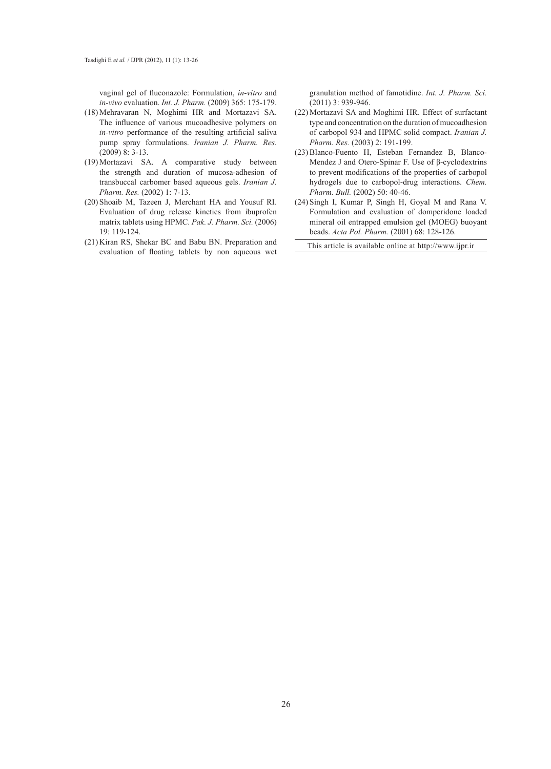vaginal gel of fluconazole: Formulation, *in-vitro* and *in-vivo* evaluation. *Int. J. Pharm.* (2009) 365: 175-179.

(18) Mehravaran N, Moghimi HR and Mortazavi SA. The influence of various mucoadhesive polymers on *in-vitro* performance of the resulting artificial saliva pump spray formulations. *Iranian J. Pharm. Res.* (2009) 8: 3-13.

(19) Mortazavi SA. A comparative study between the strength and duration of mucosa-adhesion of transbuccal carbomer based aqueous gels. *Iranian J. Pharm. Res.* (2002) 1: 7-13.

(20) Shoaib M, Tazeen J, Merchant HA and Yousuf RI. Evaluation of drug release kinetics from ibuprofen matrix tablets using HPMC. *Pak. J. Pharm. Sci.* (2006) 19: 119-124.

(21) Kiran RS, Shekar BC and Babu BN. Preparation and evaluation of floating tablets by non aqueous wet granulation method of famotidine. *Int. J. Pharm. Sci.* (2011) 3: 939-946.

(22) Mortazavi SA and Moghimi HR. Effect of surfactant type and concentration on the duration of mucoadhesion of carbopol 934 and HPMC solid compact. *Iranian J. Pharm. Res.* (2003) 2: 191-199.

(23) Blanco-Fuento H, Esteban Fernandez B, Blanco-Mendez J and Otero-Spinar F. Use of β-cyclodextrins to prevent modifications of the properties of carbopol hydrogels due to carbopol-drug interactions. *Chem. Pharm. Bull.* (2002) 50: 40-46.

(24) Singh I, Kumar P, Singh H, Goyal M and Rana V. Formulation and evaluation of domperidone loaded mineral oil entrapped emulsion gel (MOEG) buoyant beads. *Acta Pol. Pharm.* (2001) 68: 128-126.

This article is available online at http://www.ijpr.ir